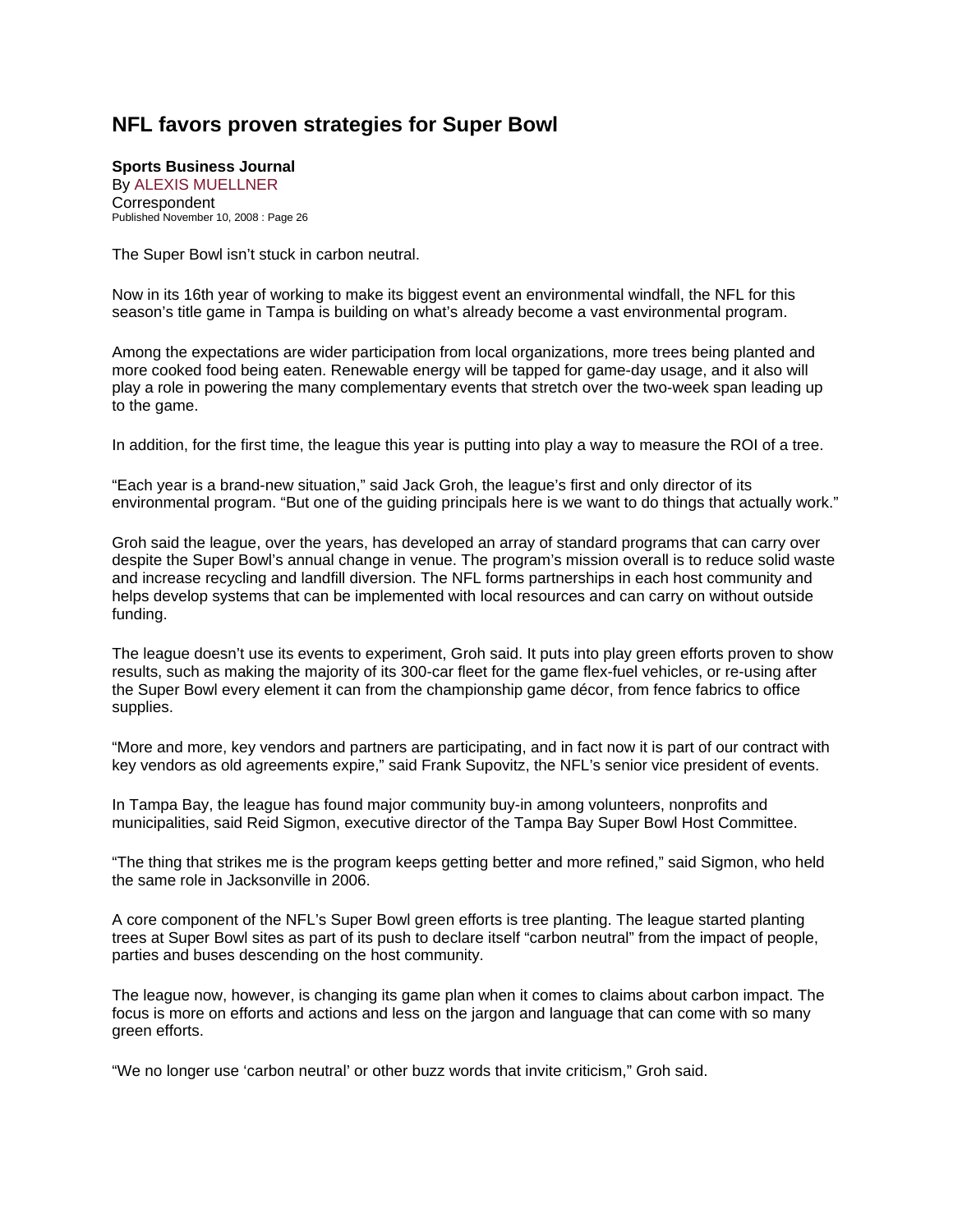# NFL favors proven strategies for Super Bowl

**Sports Business Journal**
By ALEXIS MUELLNER
Correspondent
Published November 10, 2008 : Page 26

The Super Bowl isn't stuck in carbon neutral.

Now in its 16th year of working to make its biggest event an environmental windfall, the NFL for this season's title game in Tampa is building on what's already become a vast environmental program.

Among the expectations are wider participation from local organizations, more trees being planted and more cooked food being eaten. Renewable energy will be tapped for game-day usage, and it also will play a role in powering the many complementary events that stretch over the two-week span leading up to the game.

In addition, for the first time, the league this year is putting into play a way to measure the ROI of a tree.

"Each year is a brand-new situation," said Jack Groh, the league's first and only director of its environmental program. "But one of the guiding principals here is we want to do things that actually work."

Groh said the league, over the years, has developed an array of standard programs that can carry over despite the Super Bowl's annual change in venue. The program's mission overall is to reduce solid waste and increase recycling and landfill diversion. The NFL forms partnerships in each host community and helps develop systems that can be implemented with local resources and can carry on without outside funding.

The league doesn't use its events to experiment, Groh said. It puts into play green efforts proven to show results, such as making the majority of its 300-car fleet for the game flex-fuel vehicles, or re-using after the Super Bowl every element it can from the championship game décor, from fence fabrics to office supplies.

"More and more, key vendors and partners are participating, and in fact now it is part of our contract with key vendors as old agreements expire," said Frank Supovitz, the NFL's senior vice president of events.

In Tampa Bay, the league has found major community buy-in among volunteers, nonprofits and municipalities, said Reid Sigmon, executive director of the Tampa Bay Super Bowl Host Committee.

"The thing that strikes me is the program keeps getting better and more refined," said Sigmon, who held the same role in Jacksonville in 2006.

A core component of the NFL's Super Bowl green efforts is tree planting. The league started planting trees at Super Bowl sites as part of its push to declare itself "carbon neutral" from the impact of people, parties and buses descending on the host community.

The league now, however, is changing its game plan when it comes to claims about carbon impact. The focus is more on efforts and actions and less on the jargon and language that can come with so many green efforts.

"We no longer use 'carbon neutral' or other buzz words that invite criticism," Groh said.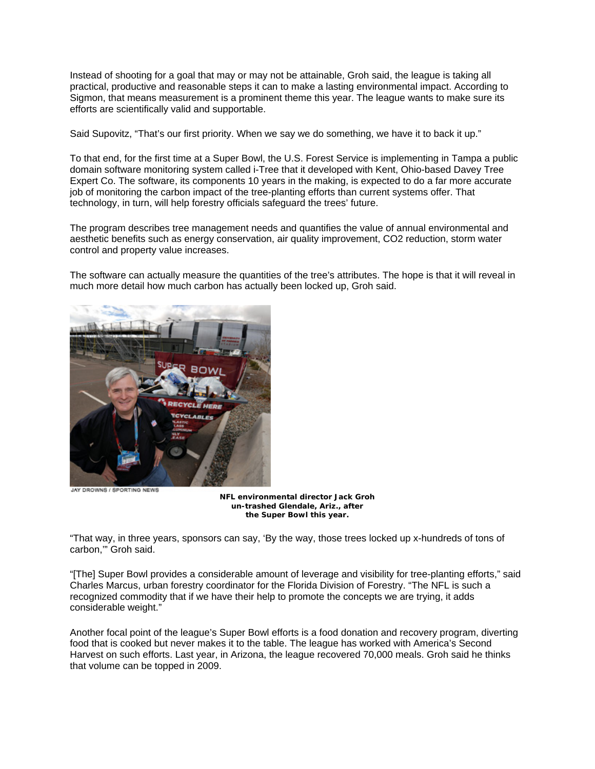Instead of shooting for a goal that may or may not be attainable, Groh said, the league is taking all practical, productive and reasonable steps it can to make a lasting environmental impact. According to Sigmon, that means measurement is a prominent theme this year. The league wants to make sure its efforts are scientifically valid and supportable.

Said Supovitz, "That's our first priority. When we say we do something, we have it to back it up."

To that end, for the first time at a Super Bowl, the U.S. Forest Service is implementing in Tampa a public domain software monitoring system called i-Tree that it developed with Kent, Ohio-based Davey Tree Expert Co. The software, its components 10 years in the making, is expected to do a far more accurate job of monitoring the carbon impact of the tree-planting efforts than current systems offer. That technology, in turn, will help forestry officials safeguard the trees' future.

The program describes tree management needs and quantifies the value of annual environmental and aesthetic benefits such as energy conservation, air quality improvement, $CO_2$ reduction, storm water control and property value increases.

The software can actually measure the quantities of the tree's attributes. The hope is that it will reveal in much more detail how much carbon has actually been locked up, Groh said.

JAY DROWNS / SPORTING NEWS

**NFL environmental director Jack Groh un-trashed Glendale, Ariz., after the Super Bowl this year.**

"That way, in three years, sponsors can say, 'By the way, those trees locked up x-hundreds of tons of carbon,'" Groh said.

"[The] Super Bowl provides a considerable amount of leverage and visibility for tree-planting efforts," said Charles Marcus, urban forestry coordinator for the Florida Division of Forestry. "The NFL is such a recognized commodity that if we have their help to promote the concepts we are trying, it adds considerable weight."

Another focal point of the league's Super Bowl efforts is a food donation and recovery program, diverting food that is cooked but never makes it to the table. The league has worked with America's Second Harvest on such efforts. Last year, in Arizona, the league recovered 70,000 meals. Groh said he thinks that volume can be topped in 2009.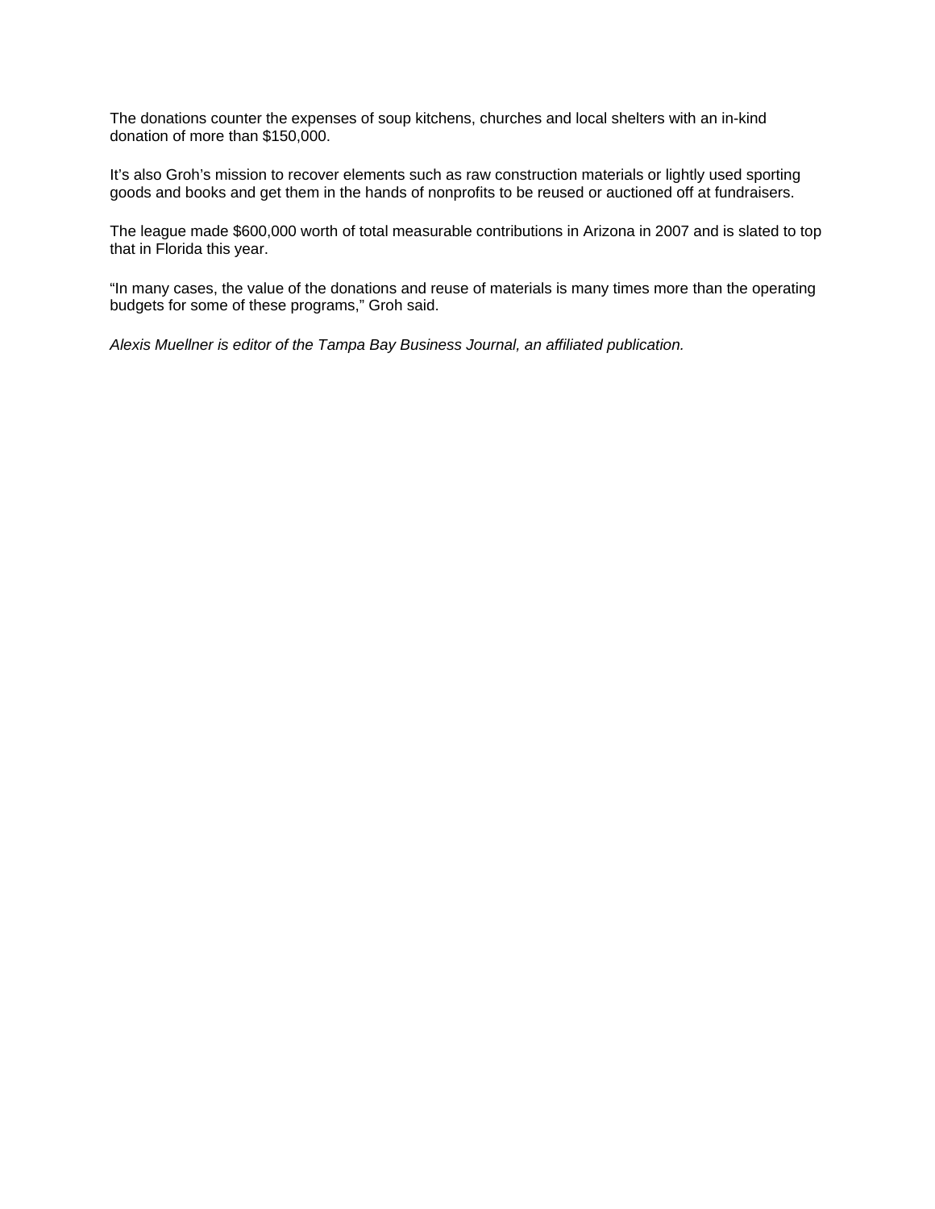The donations counter the expenses of soup kitchens, churches and local shelters with an in-kind donation of more than $150,000.

It's also Groh's mission to recover elements such as raw construction materials or lightly used sporting goods and books and get them in the hands of nonprofits to be reused or auctioned off at fundraisers.

The league made $600,000 worth of total measurable contributions in Arizona in 2007 and is slated to top that in Florida this year.

"In many cases, the value of the donations and reuse of materials is many times more than the operating budgets for some of these programs," Groh said.

*Alexis Muellner is editor of the Tampa Bay Business Journal, an affiliated publication.*